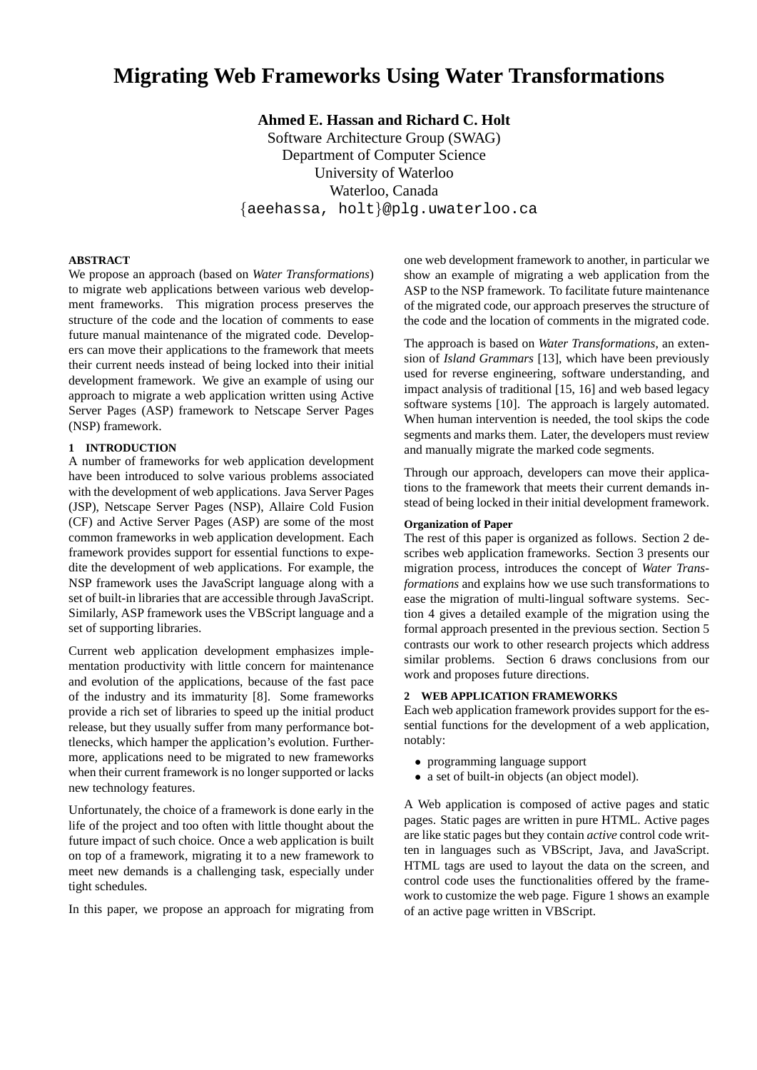# Migrating Web Frameworks Using Water Transformations

**Ahmed E. Hassan and Richard C. Holt**

Software Architecture Group (SWAG)
Department of Computer Science
University of Waterloo
Waterloo, Canada
{aeehassa, holt}@plg.uwaterloo.ca

### ABSTRACT

We propose an approach (based on *Water Transformations*) to migrate web applications between various web development frameworks. This migration process preserves the structure of the code and the location of comments to ease future manual maintenance of the migrated code. Developers can move their applications to the framework that meets their current needs instead of being locked into their initial development framework. We give an example of using our approach to migrate a web application written using Active Server Pages (ASP) framework to Netscape Server Pages (NSP) framework.

### 1 INTRODUCTION

A number of frameworks for web application development have been introduced to solve various problems associated with the development of web applications. Java Server Pages (JSP), Netscape Server Pages (NSP), Allaire Cold Fusion (CF) and Active Server Pages (ASP) are some of the most common frameworks in web application development. Each framework provides support for essential functions to expedite the development of web applications. For example, the NSP framework uses the JavaScript language along with a set of built-in libraries that are accessible through JavaScript. Similarly, ASP framework uses the VBScript language and a set of supporting libraries.

Current web application development emphasizes implementation productivity with little concern for maintenance and evolution of the applications, because of the fast pace of the industry and its immaturity [8]. Some frameworks provide a rich set of libraries to speed up the initial product release, but they usually suffer from many performance bottlenecks, which hamper the application's evolution. Furthermore, applications need to be migrated to new frameworks when their current framework is no longer supported or lacks new technology features.

Unfortunately, the choice of a framework is done early in the life of the project and too often with little thought about the future impact of such choice. Once a web application is built on top of a framework, migrating it to a new framework to meet new demands is a challenging task, especially under tight schedules.

In this paper, we propose an approach for migrating from one web development framework to another, in particular we show an example of migrating a web application from the ASP to the NSP framework. To facilitate future maintenance of the migrated code, our approach preserves the structure of the code and the location of comments in the migrated code.

The approach is based on *Water Transformations*, an extension of *Island Grammars* [13], which have been previously used for reverse engineering, software understanding, and impact analysis of traditional [15, 16] and web based legacy software systems [10]. The approach is largely automated. When human intervention is needed, the tool skips the code segments and marks them. Later, the developers must review and manually migrate the marked code segments.

Through our approach, developers can move their applications to the framework that meets their current demands instead of being locked in their initial development framework.

#### Organization of Paper

The rest of this paper is organized as follows. Section 2 describes web application frameworks. Section 3 presents our migration process, introduces the concept of *Water Transformations* and explains how we use such transformations to ease the migration of multi-lingual software systems. Section 4 gives a detailed example of the migration using the formal approach presented in the previous section. Section 5 contrasts our work to other research projects which address similar problems. Section 6 draws conclusions from our work and proposes future directions.

### 2 WEB APPLICATION FRAMEWORKS

Each web application framework provides support for the essential functions for the development of a web application, notably:

- programming language support
- a set of built-in objects (an object model).

A Web application is composed of active pages and static pages. Static pages are written in pure HTML. Active pages are like static pages but they contain *active* control code written in languages such as VBScript, Java, and JavaScript. HTML tags are used to layout the data on the screen, and control code uses the functionalities offered by the framework to customize the web page. Figure 1 shows an example of an active page written in VBScript.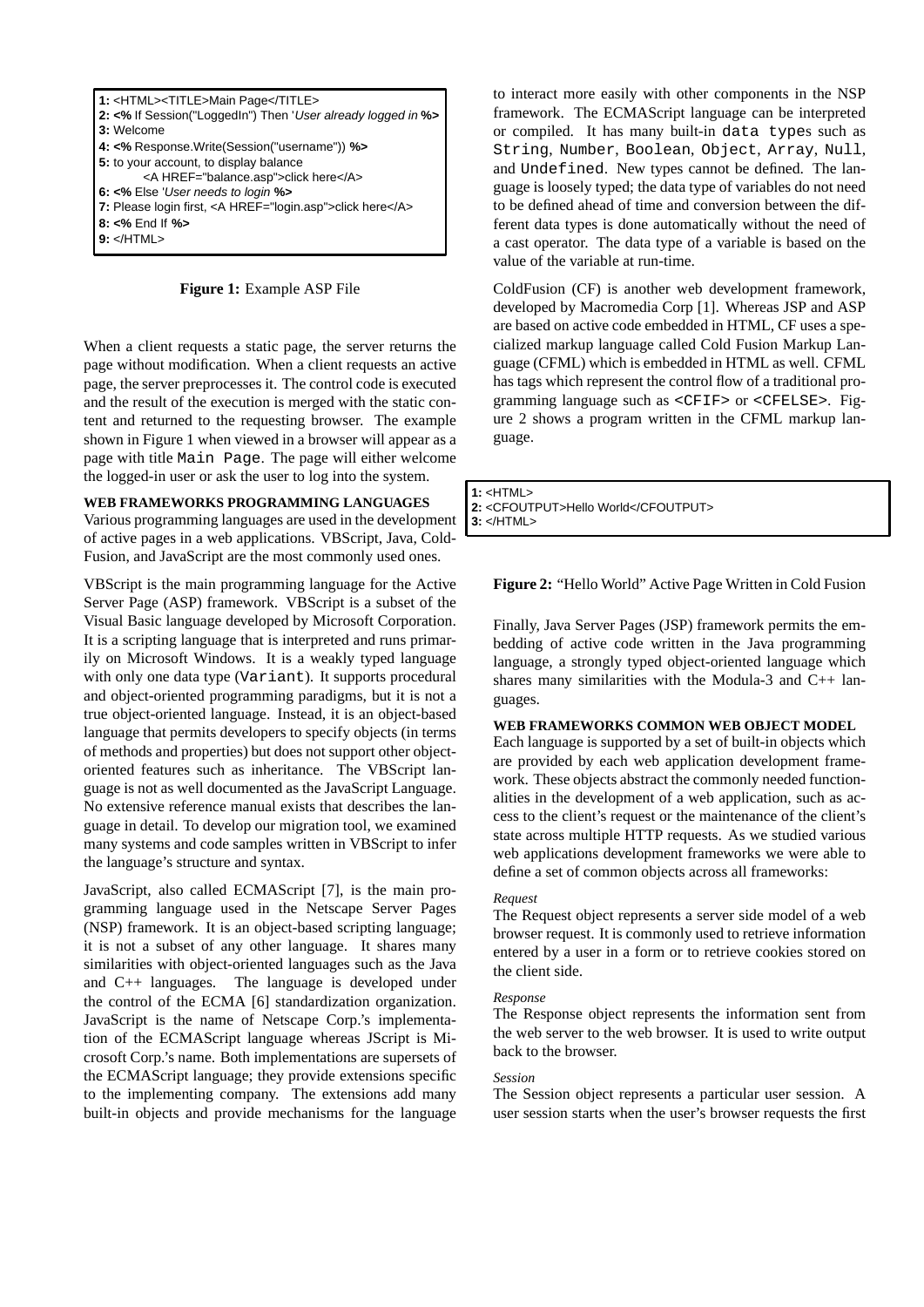```
1: <HTML><TITLE>Main Page</TITLE>
2: <% If Session("LoggedIn") Then 'User already logged in %>
3: Welcome
4: <% Response.Write(Session("username")) %>
5: to your account, to display balance
       <A HREF="balance.asp">click here</A>
6: <% Else 'User needs to login %>
7: Please login first, <A HREF="login.asp">click here</A>
8: <% End If %>
9: </HTML>
```

**Figure 1:** Example ASP File

When a client requests a static page, the server returns the page without modification. When a client requests an active page, the server preprocesses it. The control code is executed and the result of the execution is merged with the static content and returned to the requesting browser. The example shown in Figure 1 when viewed in a browser will appear as a page with title `Main Page`. The page will either welcome the logged-in user or ask the user to log into the system.

**WEB FRAMEWORKS PROGRAMMING LANGUAGES**

Various programming languages are used in the development of active pages in a web applications. VBScript, Java, ColdFusion, and JavaScript are the most commonly used ones.

VBScript is the main programming language for the Active Server Page (ASP) framework. VBScript is a subset of the Visual Basic language developed by Microsoft Corporation. It is a scripting language that is interpreted and runs primarily on Microsoft Windows. It is a weakly typed language with only one data type (`Variant`). It supports procedural and object-oriented programming paradigms, but it is not a true object-oriented language. Instead, it is an object-based language that permits developers to specify objects (in terms of methods and properties) but does not support other object-oriented features such as inheritance. The VBScript language is not as well documented as the JavaScript Language. No extensive reference manual exists that describes the language in detail. To develop our migration tool, we examined many systems and code samples written in VBScript to infer the language's structure and syntax.

JavaScript, also called ECMAScript [7], is the main programming language used in the Netscape Server Pages (NSP) framework. It is an object-based scripting language; it is not a subset of any other language. It shares many similarities with object-oriented languages such as the Java and C++ languages. The language is developed under the control of the ECMA [6] standardization organization. JavaScript is the name of Netscape Corp.'s implementation of the ECMAScript language whereas JScript is Microsoft Corp.'s name. Both implementations are supersets of the ECMAScript language; they provide extensions specific to the implementing company. The extensions add many built-in objects and provide mechanisms for the language to interact more easily with other components in the NSP framework. The ECMAScript language can be interpreted or compiled. It has many built-in `data types` such as `String`, `Number`, `Boolean`, `Object`, `Array`, `Null`, and `Undefined`. New types cannot be defined. The language is loosely typed; the data type of variables do not need to be defined ahead of time and conversion between the different data types is done automatically without the need of a cast operator. The data type of a variable is based on the value of the variable at run-time.

ColdFusion (CF) is another web development framework, developed by Macromedia Corp [1]. Whereas JSP and ASP are based on active code embedded in HTML, CF uses a specialized markup language called Cold Fusion Markup Language (CFML) which is embedded in HTML as well. CFML has tags which represent the control flow of a traditional programming language such as `<CFIF>` or `<CFELSE>`. Figure 2 shows a program written in the CFML markup language.

```
1: <HTML>
2: <CFOUTPUT>Hello World</CFOUTPUT>
3: </HTML>
```

**Figure 2:** "Hello World" Active Page Written in Cold Fusion

Finally, Java Server Pages (JSP) framework permits the embedding of active code written in the Java programming language, a strongly typed object-oriented language which shares many similarities with the Modula-3 and C++ languages.

**WEB FRAMEWORKS COMMON WEB OBJECT MODEL**

Each language is supported by a set of built-in objects which are provided by each web application development framework. These objects abstract the commonly needed functionalities in the development of a web application, such as access to the client's request or the maintenance of the client's state across multiple HTTP requests. As we studied various web applications development frameworks we were able to define a set of common objects across all frameworks:

*Request*

The Request object represents a server side model of a web browser request. It is commonly used to retrieve information entered by a user in a form or to retrieve cookies stored on the client side.

*Response*

The Response object represents the information sent from the web server to the web browser. It is used to write output back to the browser.

*Session*

The Session object represents a particular user session. A user session starts when the user's browser requests the first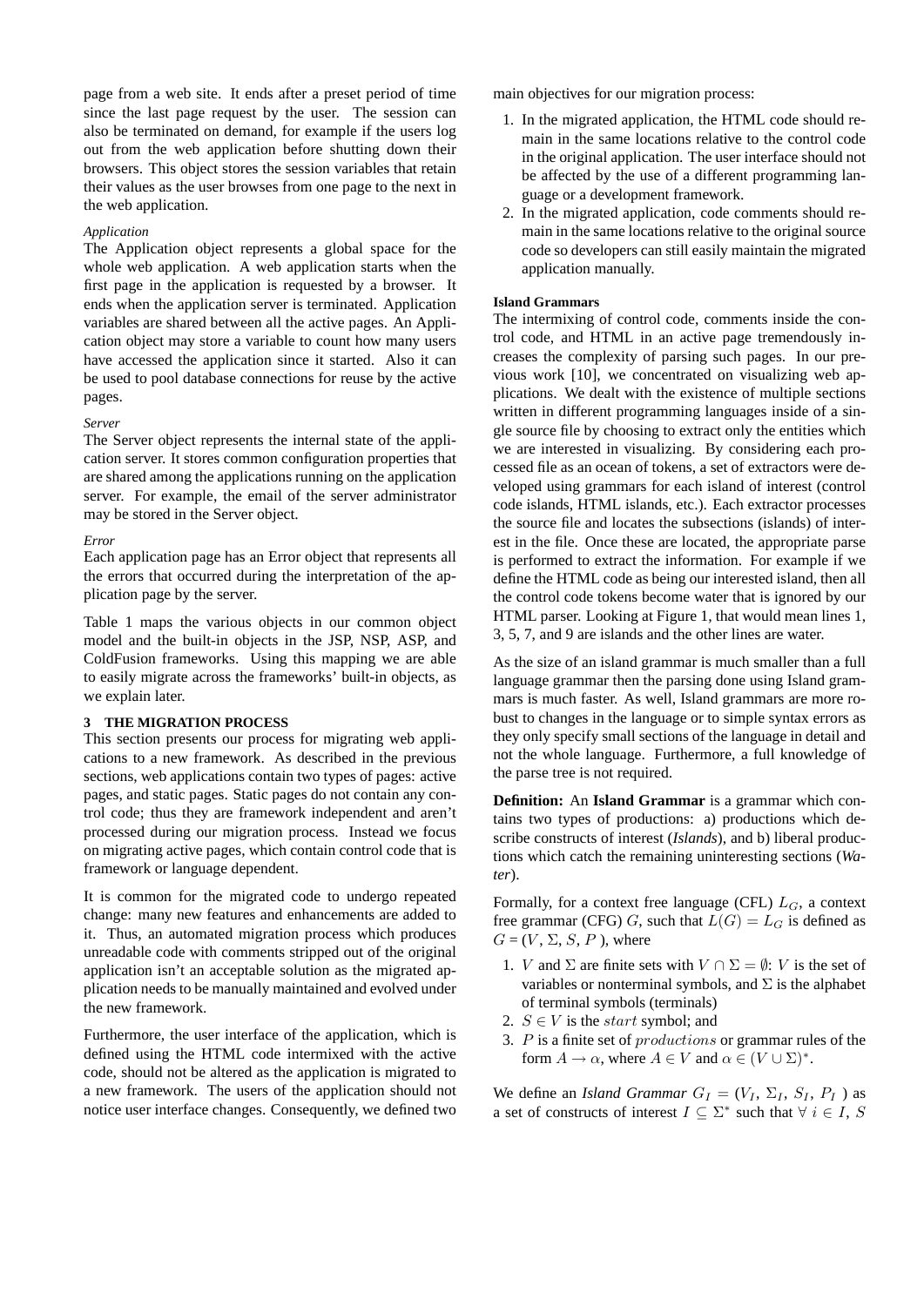page from a web site. It ends after a preset period of time since the last page request by the user. The session can also be terminated on demand, for example if the users log out from the web application before shutting down their browsers. This object stores the session variables that retain their values as the user browses from one page to the next in the web application.

*Application*

The Application object represents a global space for the whole web application. A web application starts when the first page in the application is requested by a browser. It ends when the application server is terminated. Application variables are shared between all the active pages. An Application object may store a variable to count how many users have accessed the application since it started. Also it can be used to pool database connections for reuse by the active pages.

*Server*

The Server object represents the internal state of the application server. It stores common configuration properties that are shared among the applications running on the application server. For example, the email of the server administrator may be stored in the Server object.

*Error*

Each application page has an Error object that represents all the errors that occurred during the interpretation of the application page by the server.

Table 1 maps the various objects in our common object model and the built-in objects in the JSP, NSP, ASP, and ColdFusion frameworks. Using this mapping we are able to easily migrate across the frameworks' built-in objects, as we explain later.

## 3 THE MIGRATION PROCESS

This section presents our process for migrating web applications to a new framework. As described in the previous sections, web applications contain two types of pages: active pages, and static pages. Static pages do not contain any control code; thus they are framework independent and aren't processed during our migration process. Instead we focus on migrating active pages, which contain control code that is framework or language dependent.

It is common for the migrated code to undergo repeated change: many new features and enhancements are added to it. Thus, an automated migration process which produces unreadable code with comments stripped out of the original application isn't an acceptable solution as the migrated application needs to be manually maintained and evolved under the new framework.

Furthermore, the user interface of the application, which is defined using the HTML code intermixed with the active code, should not be altered as the application is migrated to a new framework. The users of the application should not notice user interface changes. Consequently, we defined two main objectives for our migration process:

1. In the migrated application, the HTML code should remain in the same locations relative to the control code in the original application. The user interface should not be affected by the use of a different programming language or a development framework.
2. In the migrated application, code comments should remain in the same locations relative to the original source code so developers can still easily maintain the migrated application manually.

### Island Grammars

The intermixing of control code, comments inside the control code, and HTML in an active page tremendously increases the complexity of parsing such pages. In our previous work [10], we concentrated on visualizing web applications. We dealt with the existence of multiple sections written in different programming languages inside of a single source file by choosing to extract only the entities which we are interested in visualizing. By considering each processed file as an ocean of tokens, a set of extractors were developed using grammars for each island of interest (control code islands, HTML islands, etc.). Each extractor processes the source file and locates the subsections (islands) of interest in the file. Once these are located, the appropriate parse is performed to extract the information. For example if we define the HTML code as being our interested island, then all the control code tokens become water that is ignored by our HTML parser. Looking at Figure 1, that would mean lines 1, 3, 5, 7, and 9 are islands and the other lines are water.

As the size of an island grammar is much smaller than a full language grammar then the parsing done using Island grammars is much faster. As well, Island grammars are more robust to changes in the language or to simple syntax errors as they only specify small sections of the language in detail and not the whole language. Furthermore, a full knowledge of the parse tree is not required.

**Definition:** An **Island Grammar** is a grammar which contains two types of productions: a) productions which describe constructs of interest (*Islands*), and b) liberal productions which catch the remaining uninteresting sections (*Water*).

Formally, for a context free language (CFL) $L_G$, a context free grammar (CFG) $G$, such that $L(G) = L_G$ is defined as $G = (V, \Sigma, S, P)$, where

1. $V$ and $\Sigma$ are finite sets with $V \cap \Sigma = \emptyset$: $V$ is the set of variables or nonterminal symbols, and $\Sigma$ is the alphabet of terminal symbols (terminals)
2. $S \in V$ is the $start$ symbol; and
3. $P$ is a finite set of $productions$ or grammar rules of the form $A \rightarrow \alpha$, where $A \in V$ and $\alpha \in (V \cup \Sigma)^*$.

We define an *Island Grammar* $G_I = (V_I, \Sigma_I, S_I, P_I)$ as a set of constructs of interest $I \subseteq \Sigma^*$ such that $\forall\ i \in I$, $S$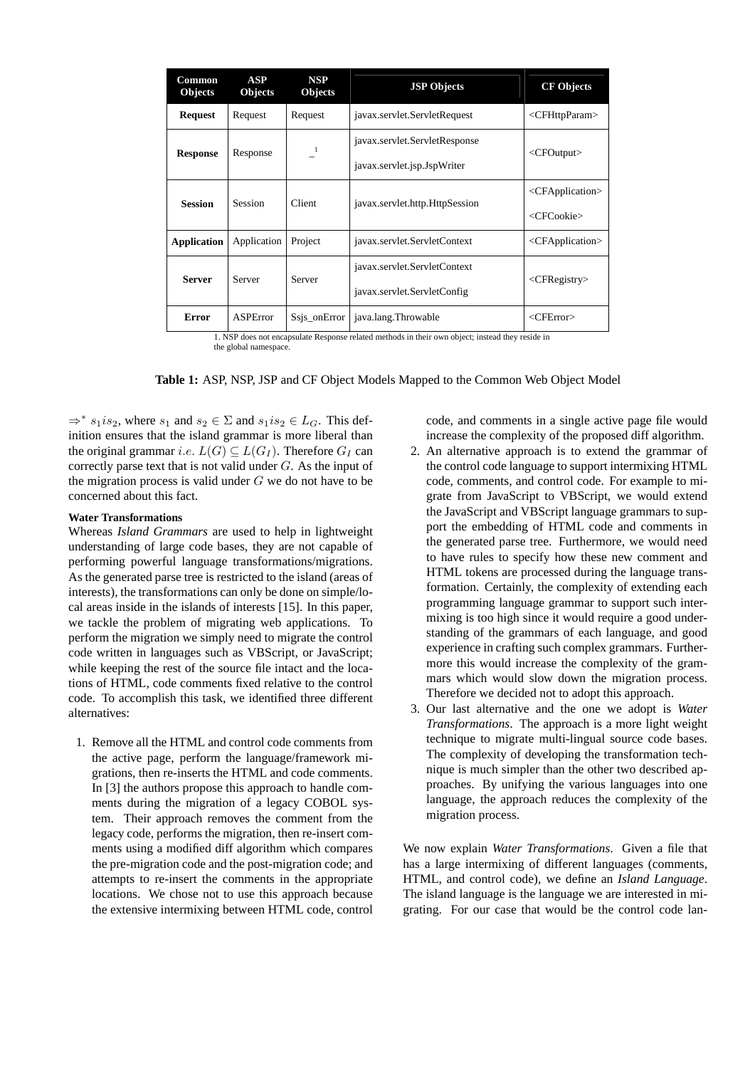| Common Objects | ASP Objects | NSP Objects | JSP Objects | CF Objects |
|---|---|---|---|---|
| **Request** | Request | Request | javax.servlet.ServletRequest | <CFHttpParam> |
| **Response** | Response | _ [1] | javax.servlet.ServletResponse<br>javax.servlet.jsp.JspWriter | <CFOutput> |
| **Session** | Session | Client | javax.servlet.http.HttpSession | <CFApplication><br><CFCookie> |
| **Application** | Application | Project | javax.servlet.ServletContext | <CFApplication> |
| **Server** | Server | Server | javax.servlet.ServletContext<br>javax.servlet.ServletConfig | <CFRegistry> |
| **Error** | ASPError | Ssjs_onError | java.lang.Throwable | <CFError> |

1. NSP does not encapsulate Response related methods in their own object; instead they reside in the global namespace.

**Table 1:** ASP, NSP, JSP and CF Object Models Mapped to the Common Web Object Model

$\Rightarrow^* s_1 i s_2$, where $s_1$ and $s_2 \in \Sigma$ and $s_1 i s_2 \in L_G$. This definition ensures that the island grammar is more liberal than the original grammar *i.e.* $L(G) \subseteq L(G_I)$. Therefore $G_I$ can correctly parse text that is not valid under $G$. As the input of the migration process is valid under $G$ we do not have to be concerned about this fact.

**Water Transformations**

Whereas *Island Grammars* are used to help in lightweight understanding of large code bases, they are not capable of performing powerful language transformations/migrations. As the generated parse tree is restricted to the island (areas of interests), the transformations can only be done on simple/local areas inside in the islands of interests [15]. In this paper, we tackle the problem of migrating web applications. To perform the migration we simply need to migrate the control code written in languages such as VBScript, or JavaScript; while keeping the rest of the source file intact and the locations of HTML, code comments fixed relative to the control code. To accomplish this task, we identified three different alternatives:

1. Remove all the HTML and control code comments from the active page, perform the language/framework migrations, then re-inserts the HTML and code comments. In [3] the authors propose this approach to handle comments during the migration of a legacy COBOL system. Their approach removes the comment from the legacy code, performs the migration, then re-insert comments using a modified diff algorithm which compares the pre-migration code and the post-migration code; and attempts to re-insert the comments in the appropriate locations. We chose not to use this approach because the extensive intermixing between HTML code, control code, and comments in a single active page file would increase the complexity of the proposed diff algorithm.
2. An alternative approach is to extend the grammar of the control code language to support intermixing HTML code, comments, and control code. For example to migrate from JavaScript to VBScript, we would extend the JavaScript and VBScript language grammars to support the embedding of HTML code and comments in the generated parse tree. Furthermore, we would need to have rules to specify how these new comment and HTML tokens are processed during the language transformation. Certainly, the complexity of extending each programming language grammar to support such intermixing is too high since it would require a good understanding of the grammars of each language, and good experience in crafting such complex grammars. Furthermore this would increase the complexity of the grammars which would slow down the migration process. Therefore we decided not to adopt this approach.
3. Our last alternative and the one we adopt is *Water Transformations*. The approach is a more light weight technique to migrate multi-lingual source code bases. The complexity of developing the transformation technique is much simpler than the other two described approaches. By unifying the various languages into one language, the approach reduces the complexity of the migration process.

We now explain *Water Transformations*. Given a file that has a large intermixing of different languages (comments, HTML, and control code), we define an *Island Language*. The island language is the language we are interested in migrating. For our case that would be the control code lan-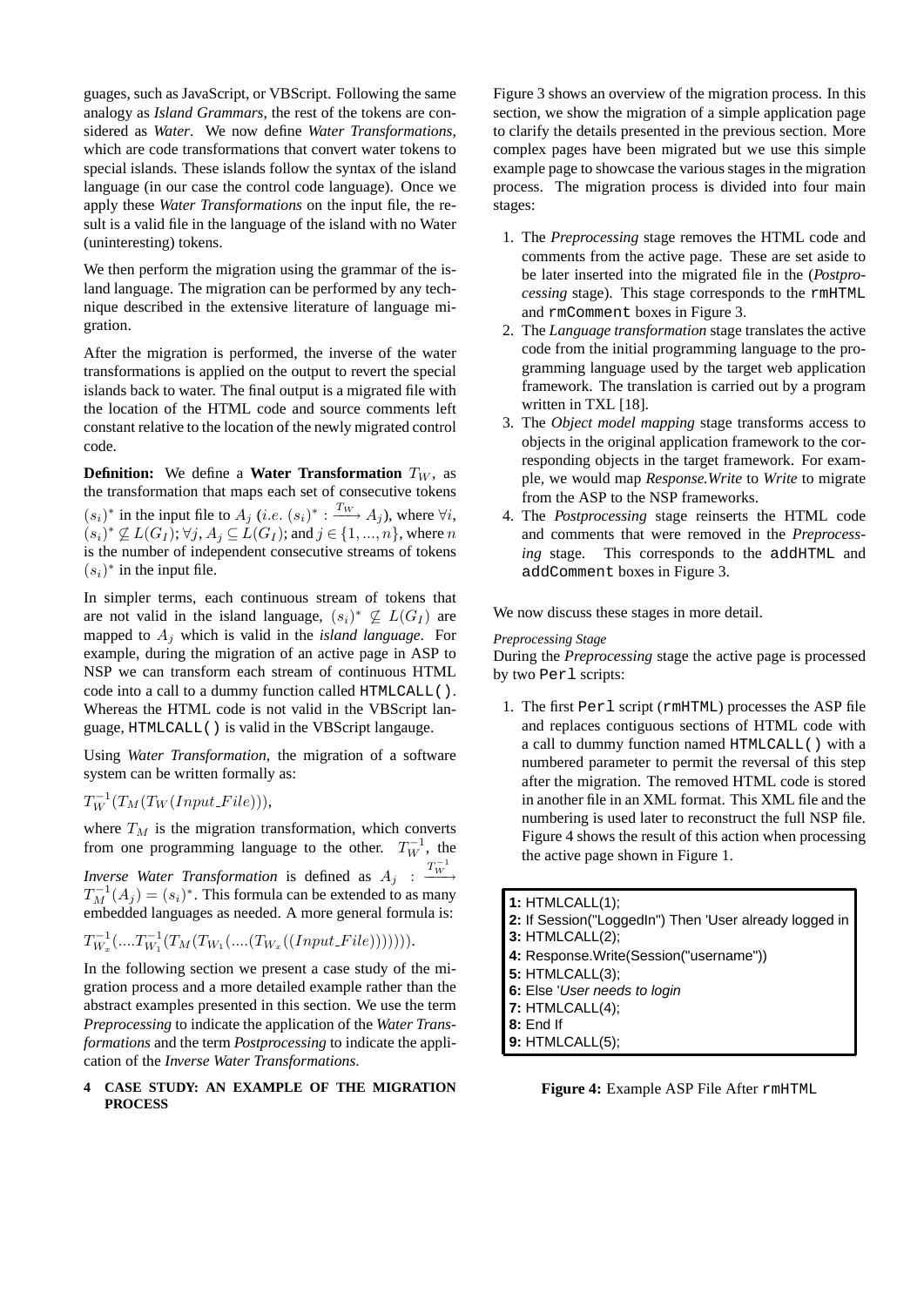guages, such as JavaScript, or VBScript. Following the same analogy as *Island Grammars*, the rest of the tokens are considered as *Water*. We now define *Water Transformations*, which are code transformations that convert water tokens to special islands. These islands follow the syntax of the island language (in our case the control code language). Once we apply these *Water Transformations* on the input file, the result is a valid file in the language of the island with no Water (uninteresting) tokens.

We then perform the migration using the grammar of the island language. The migration can be performed by any technique described in the extensive literature of language migration.

After the migration is performed, the inverse of the water transformations is applied on the output to revert the special islands back to water. The final output is a migrated file with the location of the HTML code and source comments left constant relative to the location of the newly migrated control code.

**Definition:** We define a **Water Transformation** $T_W$, as the transformation that maps each set of consecutive tokens $(s_i)^*$ in the input file to $A_j$ ($i.e.\ (s_i)^* : \xrightarrow{T_W} A_j$), where $\forall i$, $(s_i)^* \not\subseteq L(G_I)$; $\forall j, A_j \subseteq L(G_I)$; and $j \in \{1, ..., n\}$, where $n$ is the number of independent consecutive streams of tokens $(s_i)^*$ in the input file.

In simpler terms, each continuous stream of tokens that are not valid in the island language, $(s_i)^* \not\subseteq L(G_I)$ are mapped to $A_j$ which is valid in the *island language*. For example, during the migration of an active page in ASP to NSP we can transform each stream of continuous HTML code into a call to a dummy function called `HTMLCALL()`. Whereas the HTML code is not valid in the VBScript language, `HTMLCALL()` is valid in the VBScript langauge.

Using *Water Transformation*, the migration of a software system can be written formally as:

$$T_W^{-1}(T_M(T_W(Input\_File))),$$

where $T_M$ is the migration transformation, which converts from one programming language to the other. $T_W^{-1}$, the *Inverse Water Transformation* is defined as $A_j : \xrightarrow{T_W^{-1}} T_M^{-1}(A_j) = (s_i)^*$. This formula can be extended to as many embedded languages as needed. A more general formula is:

$$T_{W_x}^{-1}(....T_{W_1}^{-1}(T_M(T_{W_1}(....(T_{W_x}((Input\_File))))))).$$

In the following section we present a case study of the migration process and a more detailed example rather than the abstract examples presented in this section. We use the term *Preprocessing* to indicate the application of the *Water Transformations* and the term *Postprocessing* to indicate the application of the *Inverse Water Transformations*.

## 4 CASE STUDY: AN EXAMPLE OF THE MIGRATION PROCESS

Figure 3 shows an overview of the migration process. In this section, we show the migration of a simple application page to clarify the details presented in the previous section. More complex pages have been migrated but we use this simple example page to showcase the various stages in the migration process. The migration process is divided into four main stages:

1. The *Preprocessing* stage removes the HTML code and comments from the active page. These are set aside to be later inserted into the migrated file in the (*Postprocessing* stage). This stage corresponds to the `rmHTML` and `rmComment` boxes in Figure 3.
2. The *Language transformation* stage translates the active code from the initial programming language to the programming language used by the target web application framework. The translation is carried out by a program written in TXL [18].
3. The *Object model mapping* stage transforms access to objects in the original application framework to the corresponding objects in the target framework. For example, we would map *Response.Write* to *Write* to migrate from the ASP to the NSP frameworks.
4. The *Postprocessing* stage reinserts the HTML code and comments that were removed in the *Preprocessing* stage. This corresponds to the `addHTML` and `addComment` boxes in Figure 3.

We now discuss these stages in more detail.

*Preprocessing Stage*

During the *Preprocessing* stage the active page is processed by two `Perl` scripts:

1. The first `Perl` script (`rmHTML`) processes the ASP file and replaces contiguous sections of HTML code with a call to dummy function named `HTMLCALL()` with a numbered parameter to permit the reversal of this step after the migration. The removed HTML code is stored in another file in an XML format. This XML file and the numbering is used later to reconstruct the full NSP file. Figure 4 shows the result of this action when processing the active page shown in Figure 1.

```
1: HTMLCALL(1);
2: If Session("LoggedIn") Then 'User already logged in
3: HTMLCALL(2);
4: Response.Write(Session("username"))
5: HTMLCALL(3);
6: Else 'User needs to login
7: HTMLCALL(4);
8: End If
9: HTMLCALL(5);
```

**Figure 4:** Example ASP File After `rmHTML`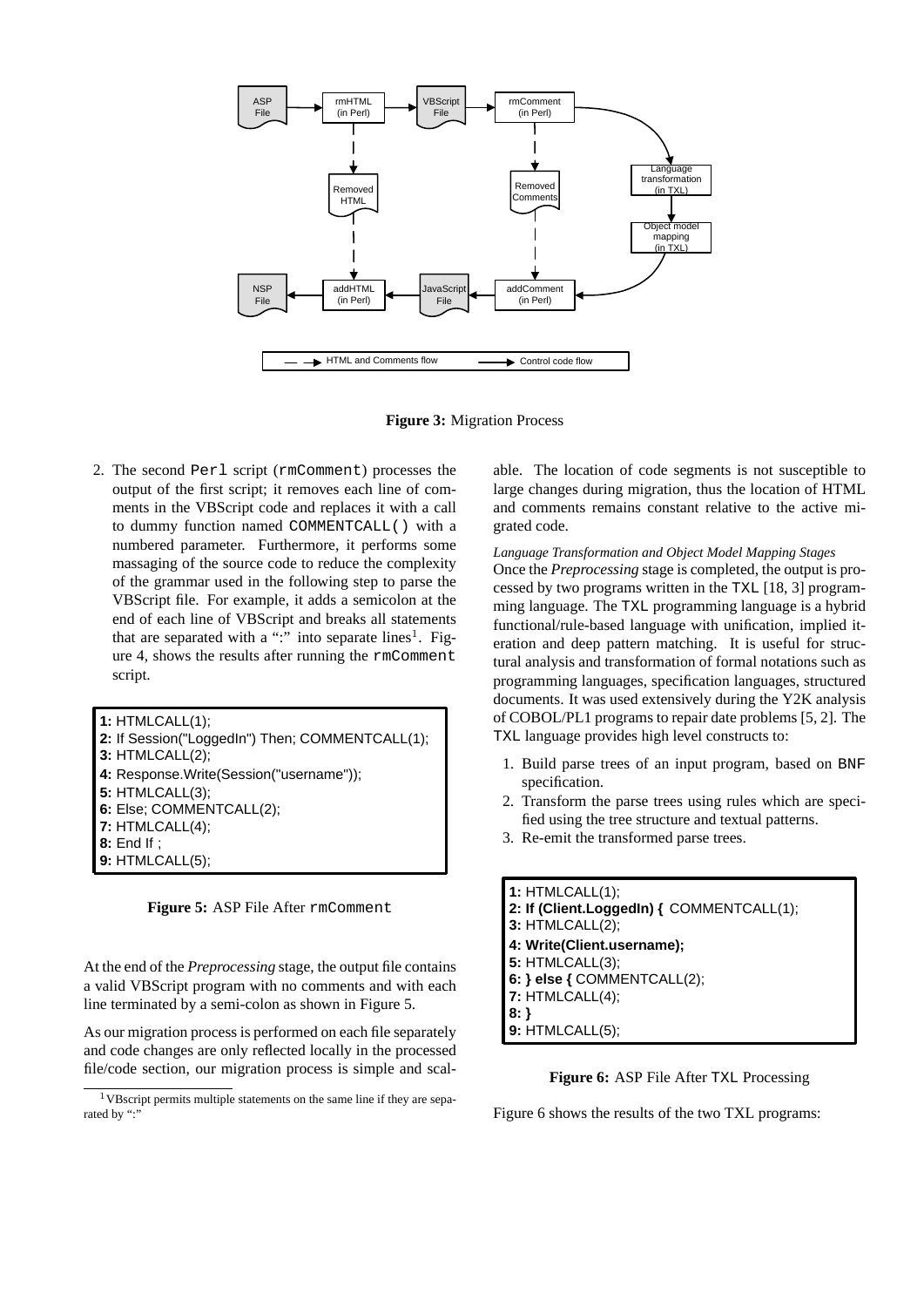**Figure 3:** Migration Process

2. The second `Perl` script (`rmComment`) processes the output of the first script; it removes each line of comments in the VBScript code and replaces it with a call to dummy function named `COMMENTCALL()` with a numbered parameter. Furthermore, it performs some massaging of the source code to reduce the complexity of the grammar used in the following step to parse the VBScript file. For example, it adds a semicolon at the end of each line of VBScript and breaks all statements that are separated with a ":" into separate lines[1]. Figure 4, shows the results after running the `rmComment` script.

```
1: HTMLCALL(1);
2: If Session("LoggedIn") Then; COMMENTCALL(1);
3: HTMLCALL(2);
4: Response.Write(Session("username"));
5: HTMLCALL(3);
6: Else; COMMENTCALL(2);
7: HTMLCALL(4);
8: End If ;
9: HTMLCALL(5);
```

**Figure 5:** ASP File After `rmComment`

At the end of the *Preprocessing* stage, the output file contains a valid VBScript program with no comments and with each line terminated by a semi-colon as shown in Figure 5.

As our migration process is performed on each file separately and code changes are only reflected locally in the processed file/code section, our migration process is simple and scalable. The location of code segments is not susceptible to large changes during migration, thus the location of HTML and comments remains constant relative to the active migrated code.

[1] VBscript permits multiple statements on the same line if they are separated by ":"

*Language Transformation and Object Model Mapping Stages*

Once the *Preprocessing* stage is completed, the output is processed by two programs written in the `TXL` [18, 3] programming language. The `TXL` programming language is a hybrid functional/rule-based language with unification, implied iteration and deep pattern matching. It is useful for structural analysis and transformation of formal notations such as programming languages, specification languages, structured documents. It was used extensively during the Y2K analysis of COBOL/PL1 programs to repair date problems [5, 2]. The `TXL` language provides high level constructs to:

1. Build parse trees of an input program, based on `BNF` specification.
2. Transform the parse trees using rules which are specified using the tree structure and textual patterns.
3. Re-emit the transformed parse trees.

```
1: HTMLCALL(1);
2: If (Client.LoggedIn) { COMMENTCALL(1);
3: HTMLCALL(2);
4: Write(Client.username);
5: HTMLCALL(3);
6: } else { COMMENTCALL(2);
7: HTMLCALL(4);
8: }
9: HTMLCALL(5);
```

**Figure 6:** ASP File After `TXL` Processing

Figure 6 shows the results of the two TXL programs: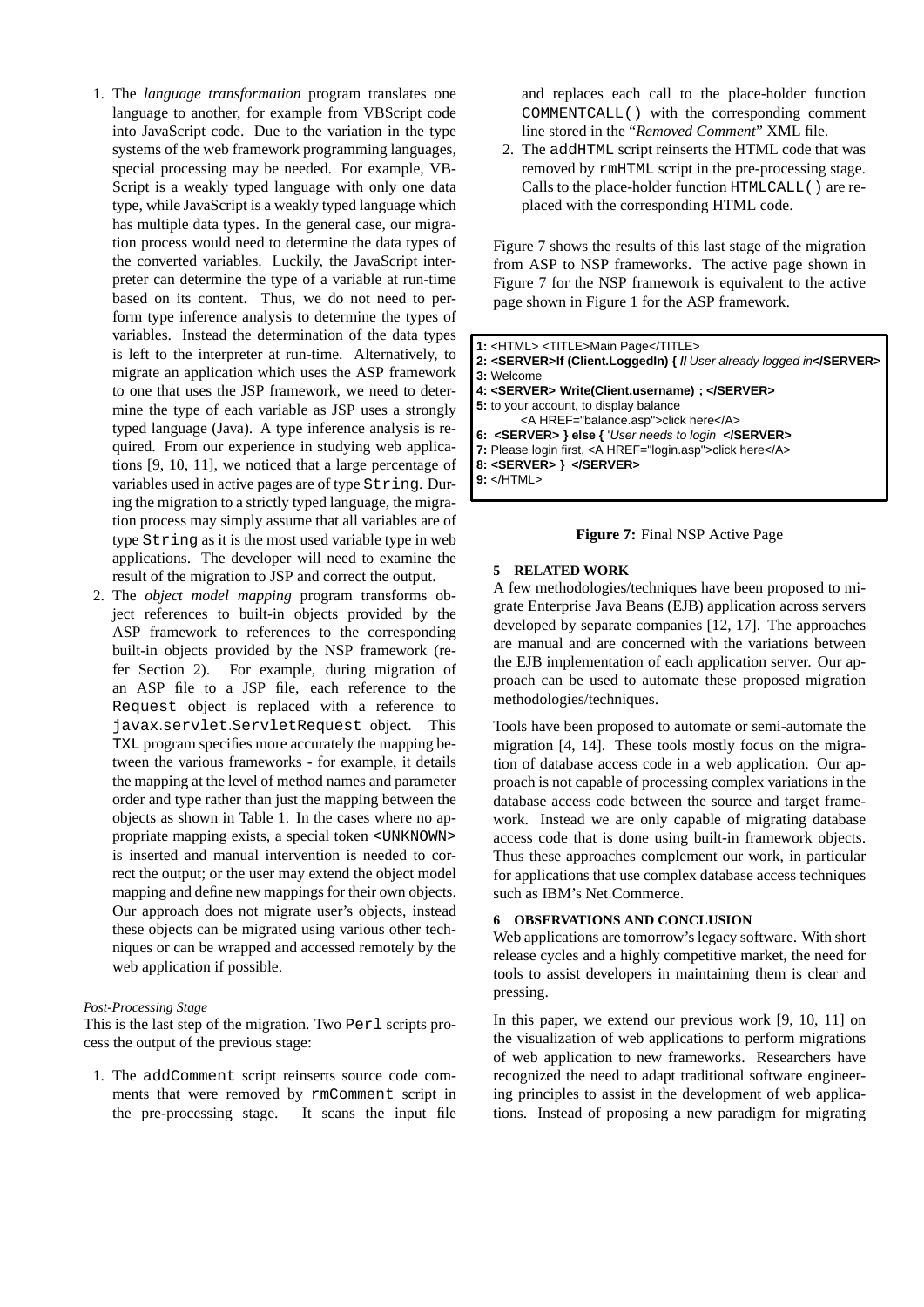1. The *language transformation* program translates one language to another, for example from VBScript code into JavaScript code. Due to the variation in the type systems of the web framework programming languages, special processing may be needed. For example, VBScript is a weakly typed language with only one data type, while JavaScript is a weakly typed language which has multiple data types. In the general case, our migration process would need to determine the data types of the converted variables. Luckily, the JavaScript interpreter can determine the type of a variable at run-time based on its content. Thus, we do not need to perform type inference analysis to determine the types of variables. Instead the determination of the data types is left to the interpreter at run-time. Alternatively, to migrate an application which uses the ASP framework to one that uses the JSP framework, we need to determine the type of each variable as JSP uses a strongly typed language (Java). A type inference analysis is required. From our experience in studying web applications [9, 10, 11], we noticed that a large percentage of variables used in active pages are of type `String`. During the migration to a strictly typed language, the migration process may simply assume that all variables are of type `String` as it is the most used variable type in web applications. The developer will need to examine the result of the migration to JSP and correct the output.
2. The *object model mapping* program transforms object references to built-in objects provided by the ASP framework to references to the corresponding built-in objects provided by the NSP framework (refer Section 2). For example, during migration of an ASP file to a JSP file, each reference to the `Request` object is replaced with a reference to `javax.servlet.ServletRequest` object. This TXL program specifies more accurately the mapping between the various frameworks - for example, it details the mapping at the level of method names and parameter order and type rather than just the mapping between the objects as shown in Table 1. In the cases where no appropriate mapping exists, a special token `<UNKNOWN>` is inserted and manual intervention is needed to correct the output; or the user may extend the object model mapping and define new mappings for their own objects. Our approach does not migrate user's objects, instead these objects can be migrated using various other techniques or can be wrapped and accessed remotely by the web application if possible.

*Post-Processing Stage*

This is the last step of the migration. Two `Perl` scripts process the output of the previous stage:

1. The `addComment` script reinserts source code comments that were removed by `rmComment` script in the pre-processing stage. It scans the input file and replaces each call to the place-holder function `COMMENTCALL()` with the corresponding comment line stored in the "*Removed Comment*" XML file.
2. The `addHTML` script reinserts the HTML code that was removed by `rmHTML` script in the pre-processing stage. Calls to the place-holder function `HTMLCALL()` are replaced with the corresponding HTML code.

Figure 7 shows the results of this last stage of the migration from ASP to NSP frameworks. The active page shown in Figure 7 for the NSP framework is equivalent to the active page shown in Figure 1 for the ASP framework.

```
1: <HTML> <TITLE>Main Page</TITLE>
2: <SERVER>If (Client.LoggedIn) { // User already logged in</SERVER>
3: Welcome
4: <SERVER> Write(Client.username) ; </SERVER>
5: to your account, to display balance
       <A HREF="balance.asp">click here</A>
6:  <SERVER> } else { 'User needs to login  </SERVER>
7: Please login first, <A HREF="login.asp">click here</A>
8: <SERVER> }  </SERVER>
9: </HTML>
```

**Figure 7:** Final NSP Active Page

## 5 RELATED WORK

A few methodologies/techniques have been proposed to migrate Enterprise Java Beans (EJB) application across servers developed by separate companies [12, 17]. The approaches are manual and are concerned with the variations between the EJB implementation of each application server. Our approach can be used to automate these proposed migration methodologies/techniques.

Tools have been proposed to automate or semi-automate the migration [4, 14]. These tools mostly focus on the migration of database access code in a web application. Our approach is not capable of processing complex variations in the database access code between the source and target framework. Instead we are only capable of migrating database access code that is done using built-in framework objects. Thus these approaches complement our work, in particular for applications that use complex database access techniques such as IBM's Net.Commerce.

## 6 OBSERVATIONS AND CONCLUSION

Web applications are tomorrow's legacy software. With short release cycles and a highly competitive market, the need for tools to assist developers in maintaining them is clear and pressing.

In this paper, we extend our previous work [9, 10, 11] on the visualization of web applications to perform migrations of web application to new frameworks. Researchers have recognized the need to adapt traditional software engineering principles to assist in the development of web applications. Instead of proposing a new paradigm for migrating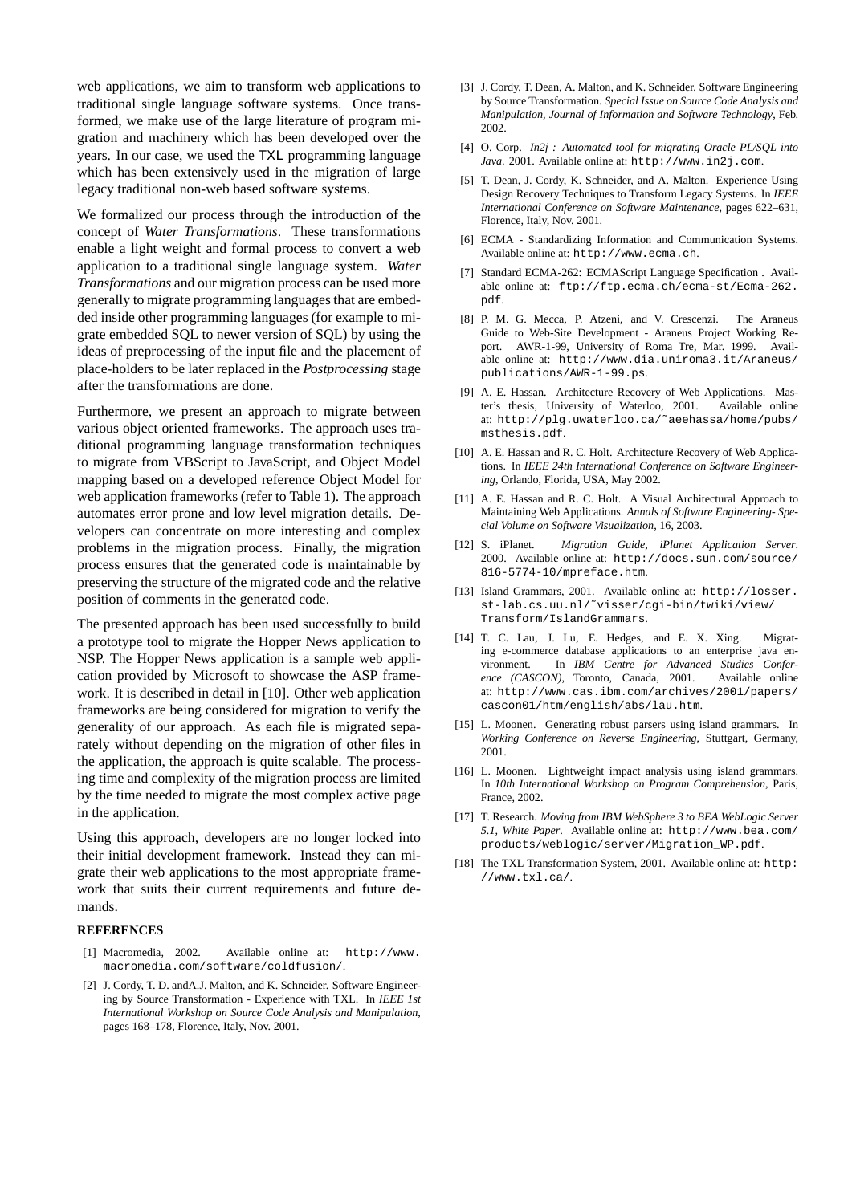web applications, we aim to transform web applications to traditional single language software systems. Once transformed, we make use of the large literature of program migration and machinery which has been developed over the years. In our case, we used the TXL programming language which has been extensively used in the migration of large legacy traditional non-web based software systems.

We formalized our process through the introduction of the concept of *Water Transformations*. These transformations enable a light weight and formal process to convert a web application to a traditional single language system. *Water Transformations* and our migration process can be used more generally to migrate programming languages that are embedded inside other programming languages (for example to migrate embedded SQL to newer version of SQL) by using the ideas of preprocessing of the input file and the placement of place-holders to be later replaced in the *Postprocessing* stage after the transformations are done.

Furthermore, we present an approach to migrate between various object oriented frameworks. The approach uses traditional programming language transformation techniques to migrate from VBScript to JavaScript, and Object Model mapping based on a developed reference Object Model for web application frameworks (refer to Table 1). The approach automates error prone and low level migration details. Developers can concentrate on more interesting and complex problems in the migration process. Finally, the migration process ensures that the generated code is maintainable by preserving the structure of the migrated code and the relative position of comments in the generated code.

The presented approach has been used successfully to build a prototype tool to migrate the Hopper News application to NSP. The Hopper News application is a sample web application provided by Microsoft to showcase the ASP framework. It is described in detail in [10]. Other web application frameworks are being considered for migration to verify the generality of our approach. As each file is migrated separately without depending on the migration of other files in the application, the approach is quite scalable. The processing time and complexity of the migration process are limited by the time needed to migrate the most complex active page in the application.

Using this approach, developers are no longer locked into their initial development framework. Instead they can migrate their web applications to the most appropriate framework that suits their current requirements and future demands.

## REFERENCES

[1] Macromedia, 2002. Available online at: http://www.macromedia.com/software/coldfusion/.

[2] J. Cordy, T. D. andA.J. Malton, and K. Schneider. Software Engineering by Source Transformation - Experience with TXL. In *IEEE 1st International Workshop on Source Code Analysis and Manipulation*, pages 168–178, Florence, Italy, Nov. 2001.

[3] J. Cordy, T. Dean, A. Malton, and K. Schneider. Software Engineering by Source Transformation. *Special Issue on Source Code Analysis and Manipulation, Journal of Information and Software Technology*, Feb. 2002.

[4] O. Corp. *In2j : Automated tool for migrating Oracle PL/SQL into Java*. 2001. Available online at: http://www.in2j.com.

[5] T. Dean, J. Cordy, K. Schneider, and A. Malton. Experience Using Design Recovery Techniques to Transform Legacy Systems. In *IEEE International Conference on Software Maintenance*, pages 622–631, Florence, Italy, Nov. 2001.

[6] ECMA - Standardizing Information and Communication Systems. Available online at: http://www.ecma.ch.

[7] Standard ECMA-262: ECMAScript Language Specification . Available online at: ftp://ftp.ecma.ch/ecma-st/Ecma-262.pdf.

[8] P. M. G. Mecca, P. Atzeni, and V. Crescenzi. The Araneus Guide to Web-Site Development - Araneus Project Working Report. AWR-1-99, University of Roma Tre, Mar. 1999. Available online at: http://www.dia.uniroma3.it/Araneus/publications/AWR-1-99.ps.

[9] A. E. Hassan. Architecture Recovery of Web Applications. Master's thesis, University of Waterloo, 2001. Available online at: http://plg.uwaterloo.ca/~aeehassa/home/pubs/msthesis.pdf.

[10] A. E. Hassan and R. C. Holt. Architecture Recovery of Web Applications. In *IEEE 24th International Conference on Software Engineering*, Orlando, Florida, USA, May 2002.

[11] A. E. Hassan and R. C. Holt. A Visual Architectural Approach to Maintaining Web Applications. *Annals of Software Engineering- Special Volume on Software Visualization*, 16, 2003.

[12] S. iPlanet. *Migration Guide, iPlanet Application Server*. 2000. Available online at: http://docs.sun.com/source/816-5774-10/mpreface.htm.

[13] Island Grammars, 2001. Available online at: http://losser.st-lab.cs.uu.nl/~visser/cgi-bin/twiki/view/Transform/IslandGrammars.

[14] T. C. Lau, J. Lu, E. Hedges, and E. X. Xing. Migrating e-commerce database applications to an enterprise java environment. In *IBM Centre for Advanced Studies Conference (CASCON)*, Toronto, Canada, 2001. Available online at: http://www.cas.ibm.com/archives/2001/papers/cascon01/htm/english/abs/lau.htm.

[15] L. Moonen. Generating robust parsers using island grammars. In *Working Conference on Reverse Engineering*, Stuttgart, Germany, 2001.

[16] L. Moonen. Lightweight impact analysis using island grammars. In *10th International Workshop on Program Comprehension*, Paris, France, 2002.

[17] T. Research. *Moving from IBM WebSphere 3 to BEA WebLogic Server 5.1, White Paper*. Available online at: http://www.bea.com/products/weblogic/server/Migration_WP.pdf.

[18] The TXL Transformation System, 2001. Available online at: http://www.txl.ca/.